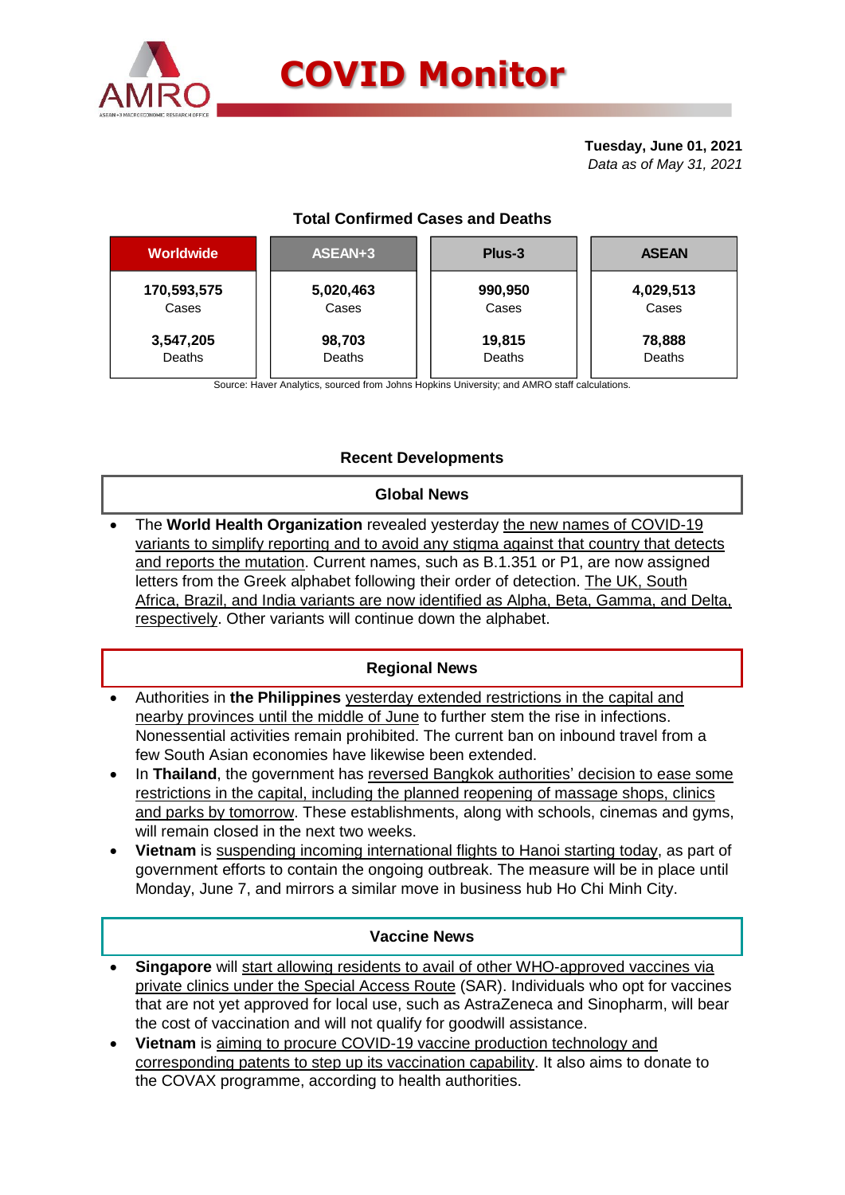# COVID Monitor

**Tuesday, June 01, 2021**
*Data as of May 31, 2021*

### Total Confirmed Cases and Deaths

| Worldwide | ASEAN+3 | Plus-3 | ASEAN |
|---|---|---|---|
| 170,593,575 Cases | 5,020,463 Cases | 990,950 Cases | 4,029,513 Cases |
| 3,547,205 Deaths | 98,703 Deaths | 19,815 Deaths | 78,888 Deaths |

Source: Haver Analytics, sourced from Johns Hopkins University; and AMRO staff calculations.

## Recent Developments

### Global News

- The **World Health Organization** revealed yesterday the new names of COVID-19 variants to simplify reporting and to avoid any stigma against that country that detects and reports the mutation. Current names, such as B.1.351 or P1, are now assigned letters from the Greek alphabet following their order of detection. The UK, South Africa, Brazil, and India variants are now identified as Alpha, Beta, Gamma, and Delta, respectively. Other variants will continue down the alphabet.

### Regional News

- Authorities in **the Philippines** yesterday extended restrictions in the capital and nearby provinces until the middle of June to further stem the rise in infections. Nonessential activities remain prohibited. The current ban on inbound travel from a few South Asian economies have likewise been extended.
- In **Thailand**, the government has reversed Bangkok authorities' decision to ease some restrictions in the capital, including the planned reopening of massage shops, clinics and parks by tomorrow. These establishments, along with schools, cinemas and gyms, will remain closed in the next two weeks.
- **Vietnam** is suspending incoming international flights to Hanoi starting today, as part of government efforts to contain the ongoing outbreak. The measure will be in place until Monday, June 7, and mirrors a similar move in business hub Ho Chi Minh City.

### Vaccine News

- **Singapore** will start allowing residents to avail of other WHO-approved vaccines via private clinics under the Special Access Route (SAR). Individuals who opt for vaccines that are not yet approved for local use, such as AstraZeneca and Sinopharm, will bear the cost of vaccination and will not qualify for goodwill assistance.
- **Vietnam** is aiming to procure COVID-19 vaccine production technology and corresponding patents to step up its vaccination capability. It also aims to donate to the COVAX programme, according to health authorities.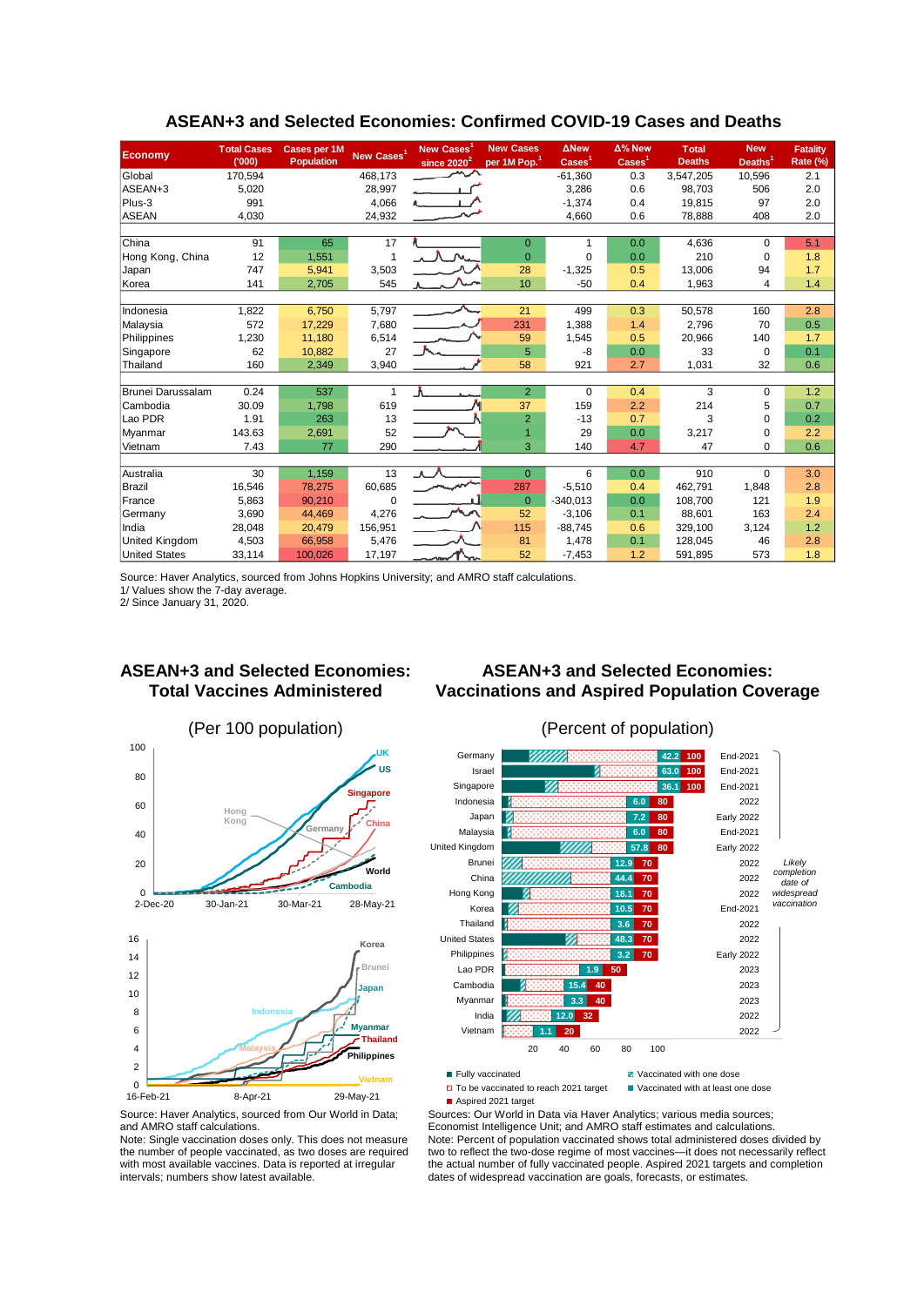## ASEAN+3 and Selected Economies: Confirmed COVID-19 Cases and Deaths

| Economy | Total Cases ('000) | Cases per 1M Population | New Cases[1] | New Cases[1] since 2020[2] | New Cases per 1M Pop.[1] | ΔNew Cases[1] | Δ% New Cases[1] | Total Deaths | New Deaths[1] | Fatality Rate (%) |
|---|---|---|---|---|---|---|---|---|---|---|
| Global | 170,594 | | 468,173 | | | -61,360 | 0.3 | 3,547,205 | 10,596 | 2.1 |
| ASEAN+3 | 5,020 | | 28,997 | | | 3,286 | 0.6 | 98,703 | 506 | 2.0 |
| Plus-3 | 991 | | 4,066 | | | -1,374 | 0.4 | 19,815 | 97 | 2.0 |
| ASEAN | 4,030 | | 24,932 | | | 4,660 | 0.6 | 78,888 | 408 | 2.0 |
| | | | | | | | | | | |
| China | 91 | 65 | 17 | | 0 | 1 | 0.0 | 4,636 | 0 | 5.1 |
| Hong Kong, China | 12 | 1,551 | 1 | | 0 | 0 | 0.0 | 210 | 0 | 1.8 |
| Japan | 747 | 5,941 | 3,503 | | 28 | -1,325 | 0.5 | 13,006 | 94 | 1.7 |
| Korea | 141 | 2,705 | 545 | | 10 | -50 | 0.4 | 1,963 | 4 | 1.4 |
| | | | | | | | | | | |
| Indonesia | 1,822 | 6,750 | 5,797 | | 21 | 499 | 0.3 | 50,578 | 160 | 2.8 |
| Malaysia | 572 | 17,229 | 7,680 | | 231 | 1,388 | 1.4 | 2,796 | 70 | 0.5 |
| Philippines | 1,230 | 11,180 | 6,514 | | 59 | 1,545 | 0.5 | 20,966 | 140 | 1.7 |
| Singapore | 62 | 10,882 | 27 | | 5 | -8 | 0.0 | 33 | 0 | 0.1 |
| Thailand | 160 | 2,349 | 3,940 | | 58 | 921 | 2.7 | 1,031 | 32 | 0.6 |
| | | | | | | | | | | |
| Brunei Darussalam | 0.24 | 537 | 1 | | 2 | 0 | 0.4 | 3 | 0 | 1.2 |
| Cambodia | 30.09 | 1,798 | 619 | | 37 | 159 | 2.2 | 214 | 5 | 0.7 |
| Lao PDR | 1.91 | 263 | 13 | | 2 | -13 | 0.7 | 3 | 0 | 0.2 |
| Myanmar | 143.63 | 2,691 | 52 | | 1 | 29 | 0.0 | 3,217 | 0 | 2.2 |
| Vietnam | 7.43 | 77 | 290 | | 3 | 140 | 4.7 | 47 | 0 | 0.6 |
| | | | | | | | | | | |
| Australia | 30 | 1,159 | 13 | | 0 | 6 | 0.0 | 910 | 0 | 3.0 |
| Brazil | 16,546 | 78,275 | 60,685 | | 287 | -5,510 | 0.4 | 462,791 | 1,848 | 2.8 |
| France | 5,863 | 90,210 | 0 | | 0 | -340,013 | 0.0 | 108,700 | 121 | 1.9 |
| Germany | 3,690 | 44,469 | 4,276 | | 52 | -3,106 | 0.1 | 88,601 | 163 | 2.4 |
| India | 28,048 | 20,479 | 156,951 | | 115 | -88,745 | 0.6 | 329,100 | 3,124 | 1.2 |
| United Kingdom | 4,503 | 66,958 | 5,476 | | 81 | 1,478 | 0.1 | 128,045 | 46 | 2.8 |
| United States | 33,114 | 100,026 | 17,197 | | 52 | -7,453 | 1.2 | 591,895 | 573 | 1.8 |

Source: Haver Analytics, sourced from Johns Hopkins University; and AMRO staff calculations.
1/ Values show the 7-day average.
2/ Since January 31, 2020.

### ASEAN+3 and Selected Economies: Total Vaccines Administered

(Per 100 population)

100, 80, 60, 40, 20, 0
2-Dec-20, 30-Jan-21, 30-Mar-21, 28-May-21
UK, US, Singapore, Hong Kong, Germany, China, World, Cambodia

16, 14, 12, 10, 8, 6, 4, 2, 0
16-Feb-21, 8-Apr-21, 29-May-21
Korea, Brunei, Japan, Indonesia, Myanmar, Thailand, Malaysia, Philippines, Vietnam

Source: Haver Analytics, sourced from Our World in Data; and AMRO staff calculations.
Note: Single vaccination doses only. This does not measure the number of people vaccinated, as two doses are required with most available vaccines. Data is reported at irregular intervals; numbers show latest available.

### ASEAN+3 and Selected Economies: Vaccinations and Aspired Population Coverage

(Percent of population)

Germany 42.2 100 End-2021
Israel 63.0 100 End-2021
Singapore 36.1 100 End-2021
Indonesia 6.0 80 2022
Japan 7.2 80 Early 2022
Malaysia 6.0 80 End-2021
United Kingdom 57.8 80 Early 2022
Brunei 12.9 70 2022
China 44.4 70 2022
Hong Kong 18.1 70 2022
Korea 10.5 70 End-2021
Thailand 3.6 70 2022
United States 48.3 70 2022
Philippines 3.2 70 Early 2022
Lao PDR 1.9 50 2023
Cambodia 15.4 40 2023
Myanmar 3.3 40 2023
India 12.0 32 2022
Vietnam 1.1 20 2022

20, 40, 60, 80, 100

*Likely completion date of widespread vaccination*

Fully vaccinated
Vaccinated with one dose
To be vaccinated to reach 2021 target
Vaccinated with at least one dose
Aspired 2021 target

Sources: Our World in Data via Haver Analytics; various media sources; Economist Intelligence Unit; and AMRO staff estimates and calculations.
Note: Percent of population vaccinated shows total administered doses divided by two to reflect the two-dose regime of most vaccines—it does not necessarily reflect the actual number of fully vaccinated people. Aspired 2021 targets and completion dates of widespread vaccination are goals, forecasts, or estimates.